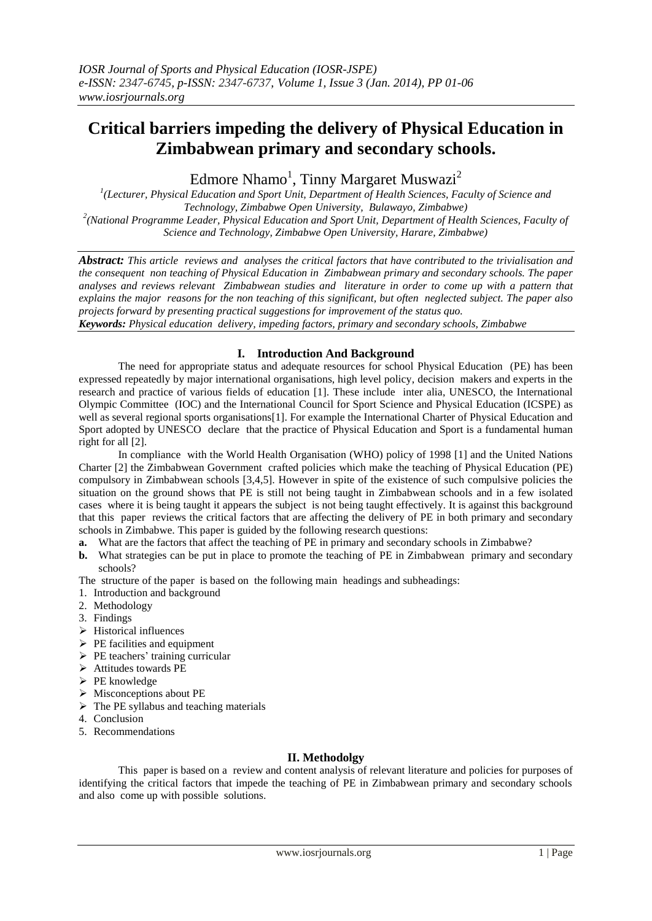# Critical barriers impeding the delivery of Physical Education in Zimbabwean primary and secondary schools.

Edmore Nhamo[1], Tinny Margaret Muswazi[2]

[1](Lecturer, Physical Education and Sport Unit, Department of Health Sciences, Faculty of Science and Technology, Zimbabwe Open University, Bulawayo, Zimbabwe)

[2](National Programme Leader, Physical Education and Sport Unit, Department of Health Sciences, Faculty of Science and Technology, Zimbabwe Open University, Harare, Zimbabwe)

***Abstract:*** *This article reviews and analyses the critical factors that have contributed to the trivialisation and the consequent non teaching of Physical Education in Zimbabwean primary and secondary schools. The paper analyses and reviews relevant Zimbabwean studies and literature in order to come up with a pattern that explains the major reasons for the non teaching of this significant, but often neglected subject. The paper also projects forward by presenting practical suggestions for improvement of the status quo.*

***Keywords:*** *Physical education delivery, impeding factors, primary and secondary schools, Zimbabwe*

## I. Introduction And Background

The need for appropriate status and adequate resources for school Physical Education (PE) has been expressed repeatedly by major international organisations, high level policy, decision makers and experts in the research and practice of various fields of education [1]. These include inter alia, UNESCO, the International Olympic Committee (IOC) and the International Council for Sport Science and Physical Education (ICSPE) as well as several regional sports organisations[1]. For example the International Charter of Physical Education and Sport adopted by UNESCO declare that the practice of Physical Education and Sport is a fundamental human right for all [2].

In compliance with the World Health Organisation (WHO) policy of 1998 [1] and the United Nations Charter [2] the Zimbabwean Government crafted policies which make the teaching of Physical Education (PE) compulsory in Zimbabwean schools [3,4,5]. However in spite of the existence of such compulsive policies the situation on the ground shows that PE is still not being taught in Zimbabwean schools and in a few isolated cases where it is being taught it appears the subject is not being taught effectively. It is against this background that this paper reviews the critical factors that are affecting the delivery of PE in both primary and secondary schools in Zimbabwe. This paper is guided by the following research questions:

- **a.** What are the factors that affect the teaching of PE in primary and secondary schools in Zimbabwe?
- **b.** What strategies can be put in place to promote the teaching of PE in Zimbabwean primary and secondary schools?

The structure of the paper is based on the following main headings and subheadings:

1. Introduction and background
2. Methodology
3. Findings
   - Historical influences
   - PE facilities and equipment
   - PE teachers' training curricular
   - Attitudes towards PE
   - PE knowledge
   - Misconceptions about PE
   - The PE syllabus and teaching materials
4. Conclusion
5. Recommendations

## II. Methodolgy

This paper is based on a review and content analysis of relevant literature and policies for purposes of identifying the critical factors that impede the teaching of PE in Zimbabwean primary and secondary schools and also come up with possible solutions.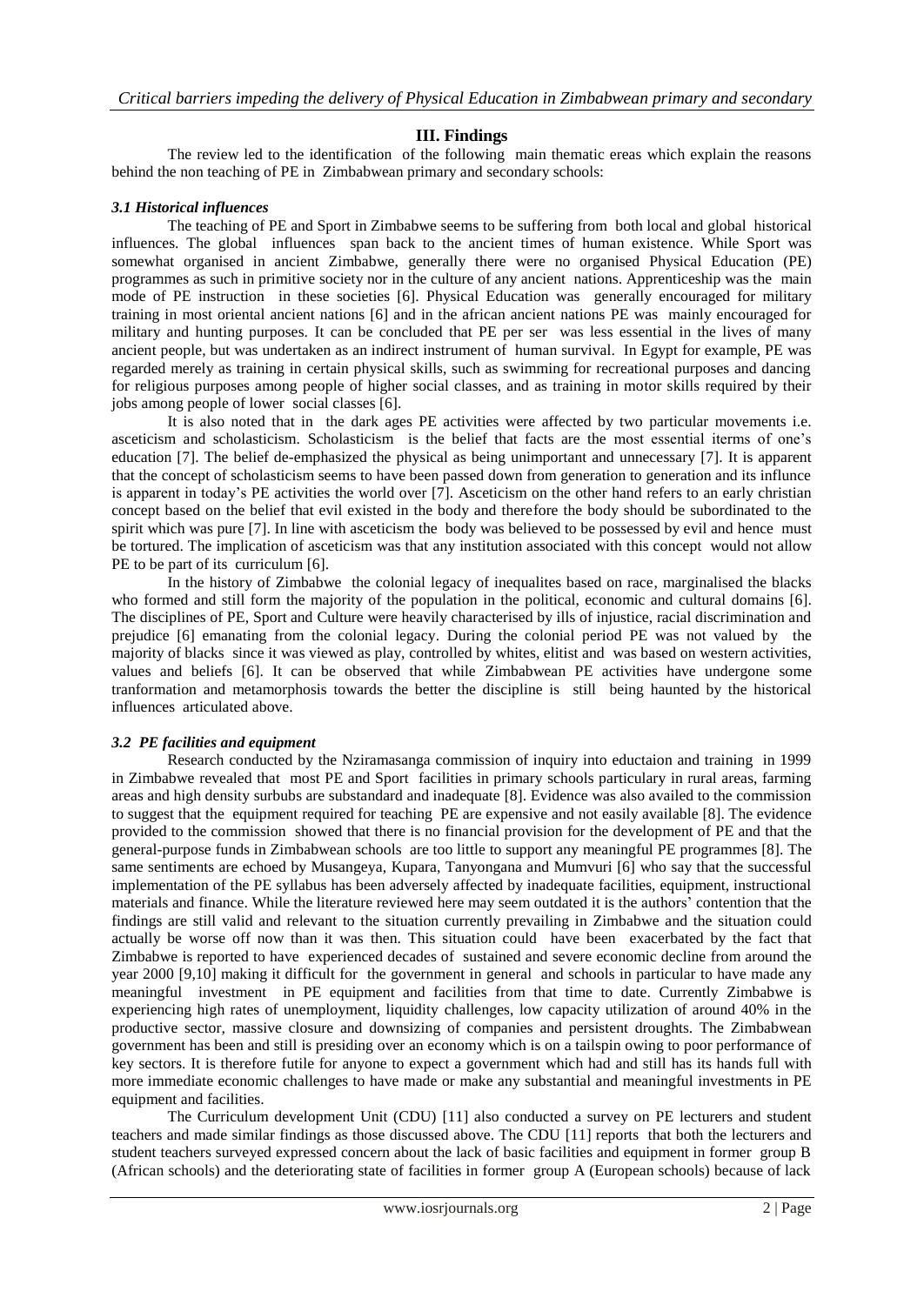## III. Findings

The review led to the identification of the following main thematic ereas which explain the reasons behind the non teaching of PE in Zimbabwean primary and secondary schools:

### *3.1 Historical influences*

The teaching of PE and Sport in Zimbabwe seems to be suffering from both local and global historical influences. The global influences span back to the ancient times of human existence. While Sport was somewhat organised in ancient Zimbabwe, generally there were no organised Physical Education (PE) programmes as such in primitive society nor in the culture of any ancient nations. Apprenticeship was the main mode of PE instruction in these societies [6]. Physical Education was generally encouraged for military training in most oriental ancient nations [6] and in the african ancient nations PE was mainly encouraged for military and hunting purposes. It can be concluded that PE per ser was less essential in the lives of many ancient people, but was undertaken as an indirect instrument of human survival. In Egypt for example, PE was regarded merely as training in certain physical skills, such as swimming for recreational purposes and dancing for religious purposes among people of higher social classes, and as training in motor skills required by their jobs among people of lower social classes [6].

It is also noted that in the dark ages PE activities were affected by two particular movements i.e. asceticism and scholasticism. Scholasticism is the belief that facts are the most essential iterms of one's education [7]. The belief de-emphasized the physical as being unimportant and unnecessary [7]. It is apparent that the concept of scholasticism seems to have been passed down from generation to generation and its influnce is apparent in today's PE activities the world over [7]. Asceticism on the other hand refers to an early christian concept based on the belief that evil existed in the body and therefore the body should be subordinated to the spirit which was pure [7]. In line with asceticism the body was believed to be possessed by evil and hence must be tortured. The implication of asceticism was that any institution associated with this concept would not allow PE to be part of its curriculum [6].

In the history of Zimbabwe the colonial legacy of inequalites based on race, marginalised the blacks who formed and still form the majority of the population in the political, economic and cultural domains [6]. The disciplines of PE, Sport and Culture were heavily characterised by ills of injustice, racial discrimination and prejudice [6] emanating from the colonial legacy. During the colonial period PE was not valued by the majority of blacks since it was viewed as play, controlled by whites, elitist and was based on western activities, values and beliefs [6]. It can be observed that while Zimbabwean PE activities have undergone some tranformation and metamorphosis towards the better the discipline is still being haunted by the historical influences articulated above.

### *3.2 PE facilities and equipment*

Research conducted by the Nziramasanga commission of inquiry into eductaion and training in 1999 in Zimbabwe revealed that most PE and Sport facilities in primary schools particulary in rural areas, farming areas and high density surbubs are substandard and inadequate [8]. Evidence was also availed to the commission to suggest that the equipment required for teaching PE are expensive and not easily available [8]. The evidence provided to the commission showed that there is no financial provision for the development of PE and that the general-purpose funds in Zimbabwean schools are too little to support any meaningful PE programmes [8]. The same sentiments are echoed by Musangeya, Kupara, Tanyongana and Mumvuri [6] who say that the successful implementation of the PE syllabus has been adversely affected by inadequate facilities, equipment, instructional materials and finance. While the literature reviewed here may seem outdated it is the authors' contention that the findings are still valid and relevant to the situation currently prevailing in Zimbabwe and the situation could actually be worse off now than it was then. This situation could have been exacerbated by the fact that Zimbabwe is reported to have experienced decades of sustained and severe economic decline from around the year 2000 [9,10] making it difficult for the government in general and schools in particular to have made any meaningful investment in PE equipment and facilities from that time to date. Currently Zimbabwe is experiencing high rates of unemployment, liquidity challenges, low capacity utilization of around 40% in the productive sector, massive closure and downsizing of companies and persistent droughts. The Zimbabwean government has been and still is presiding over an economy which is on a tailspin owing to poor performance of key sectors. It is therefore futile for anyone to expect a government which had and still has its hands full with more immediate economic challenges to have made or make any substantial and meaningful investments in PE equipment and facilities.

The Curriculum development Unit (CDU) [11] also conducted a survey on PE lecturers and student teachers and made similar findings as those discussed above. The CDU [11] reports that both the lecturers and student teachers surveyed expressed concern about the lack of basic facilities and equipment in former group B (African schools) and the deteriorating state of facilities in former group A (European schools) because of lack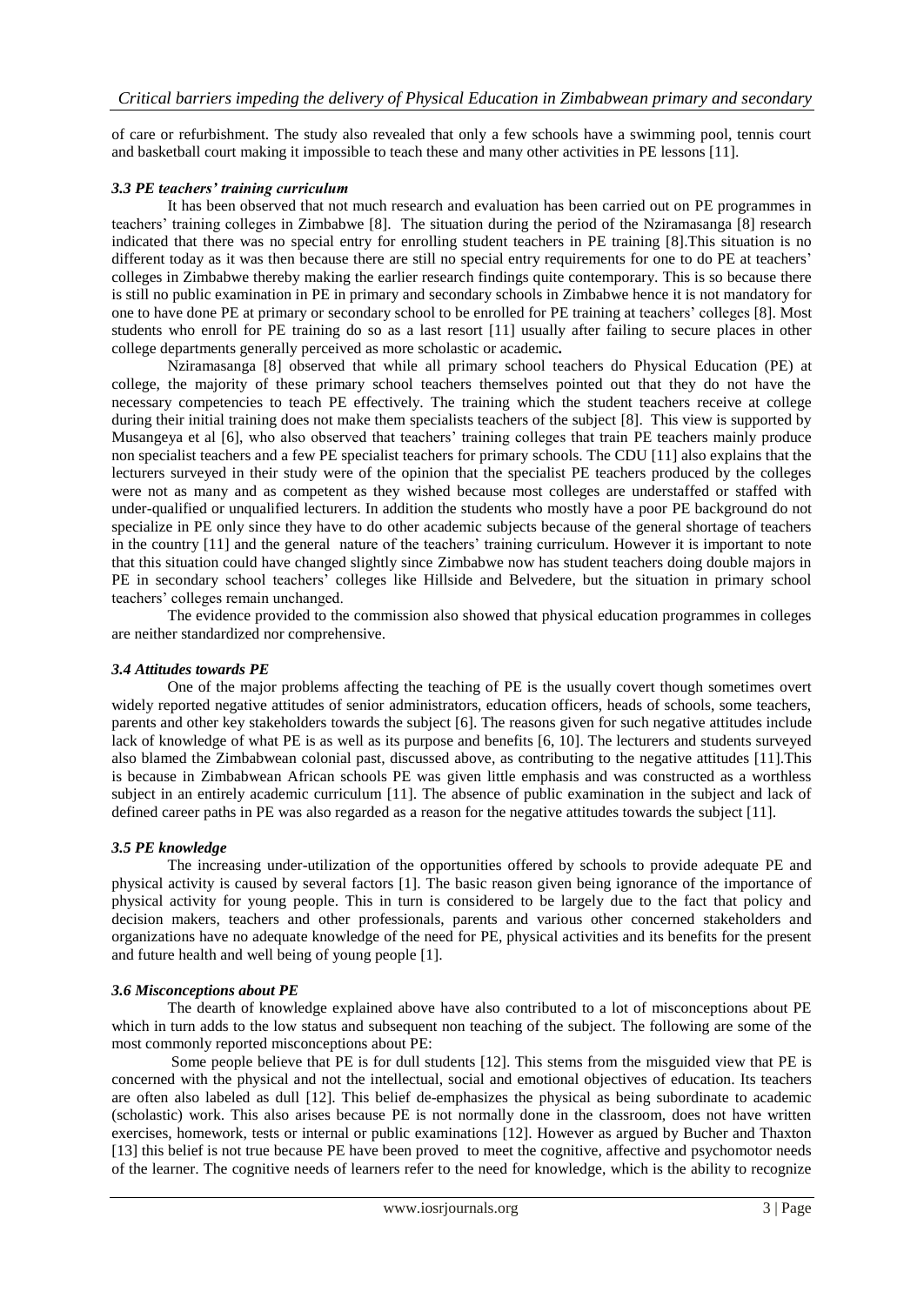of care or refurbishment. The study also revealed that only a few schools have a swimming pool, tennis court and basketball court making it impossible to teach these and many other activities in PE lessons [11].

### *3.3 PE teachers' training curriculum*

It has been observed that not much research and evaluation has been carried out on PE programmes in teachers' training colleges in Zimbabwe [8]. The situation during the period of the Nziramasanga [8] research indicated that there was no special entry for enrolling student teachers in PE training [8].This situation is no different today as it was then because there are still no special entry requirements for one to do PE at teachers' colleges in Zimbabwe thereby making the earlier research findings quite contemporary. This is so because there is still no public examination in PE in primary and secondary schools in Zimbabwe hence it is not mandatory for one to have done PE at primary or secondary school to be enrolled for PE training at teachers' colleges [8]. Most students who enroll for PE training do so as a last resort [11] usually after failing to secure places in other college departments generally perceived as more scholastic or academic**.**

Nziramasanga [8] observed that while all primary school teachers do Physical Education (PE) at college, the majority of these primary school teachers themselves pointed out that they do not have the necessary competencies to teach PE effectively. The training which the student teachers receive at college during their initial training does not make them specialists teachers of the subject [8]. This view is supported by Musangeya et al [6], who also observed that teachers' training colleges that train PE teachers mainly produce non specialist teachers and a few PE specialist teachers for primary schools. The CDU [11] also explains that the lecturers surveyed in their study were of the opinion that the specialist PE teachers produced by the colleges were not as many and as competent as they wished because most colleges are understaffed or staffed with under-qualified or unqualified lecturers. In addition the students who mostly have a poor PE background do not specialize in PE only since they have to do other academic subjects because of the general shortage of teachers in the country [11] and the general nature of the teachers' training curriculum. However it is important to note that this situation could have changed slightly since Zimbabwe now has student teachers doing double majors in PE in secondary school teachers' colleges like Hillside and Belvedere, but the situation in primary school teachers' colleges remain unchanged.

The evidence provided to the commission also showed that physical education programmes in colleges are neither standardized nor comprehensive.

### *3.4 Attitudes towards PE*

One of the major problems affecting the teaching of PE is the usually covert though sometimes overt widely reported negative attitudes of senior administrators, education officers, heads of schools, some teachers, parents and other key stakeholders towards the subject [6]. The reasons given for such negative attitudes include lack of knowledge of what PE is as well as its purpose and benefits [6, 10]. The lecturers and students surveyed also blamed the Zimbabwean colonial past, discussed above, as contributing to the negative attitudes [11].This is because in Zimbabwean African schools PE was given little emphasis and was constructed as a worthless subject in an entirely academic curriculum [11]. The absence of public examination in the subject and lack of defined career paths in PE was also regarded as a reason for the negative attitudes towards the subject [11].

### *3.5 PE knowledge*

The increasing under-utilization of the opportunities offered by schools to provide adequate PE and physical activity is caused by several factors [1]. The basic reason given being ignorance of the importance of physical activity for young people. This in turn is considered to be largely due to the fact that policy and decision makers, teachers and other professionals, parents and various other concerned stakeholders and organizations have no adequate knowledge of the need for PE, physical activities and its benefits for the present and future health and well being of young people [1].

### *3.6 Misconceptions about PE*

The dearth of knowledge explained above have also contributed to a lot of misconceptions about PE which in turn adds to the low status and subsequent non teaching of the subject. The following are some of the most commonly reported misconceptions about PE:

Some people believe that PE is for dull students [12]. This stems from the misguided view that PE is concerned with the physical and not the intellectual, social and emotional objectives of education. Its teachers are often also labeled as dull [12]. This belief de-emphasizes the physical as being subordinate to academic (scholastic) work. This also arises because PE is not normally done in the classroom, does not have written exercises, homework, tests or internal or public examinations [12]. However as argued by Bucher and Thaxton [13] this belief is not true because PE have been proved to meet the cognitive, affective and psychomotor needs of the learner. The cognitive needs of learners refer to the need for knowledge, which is the ability to recognize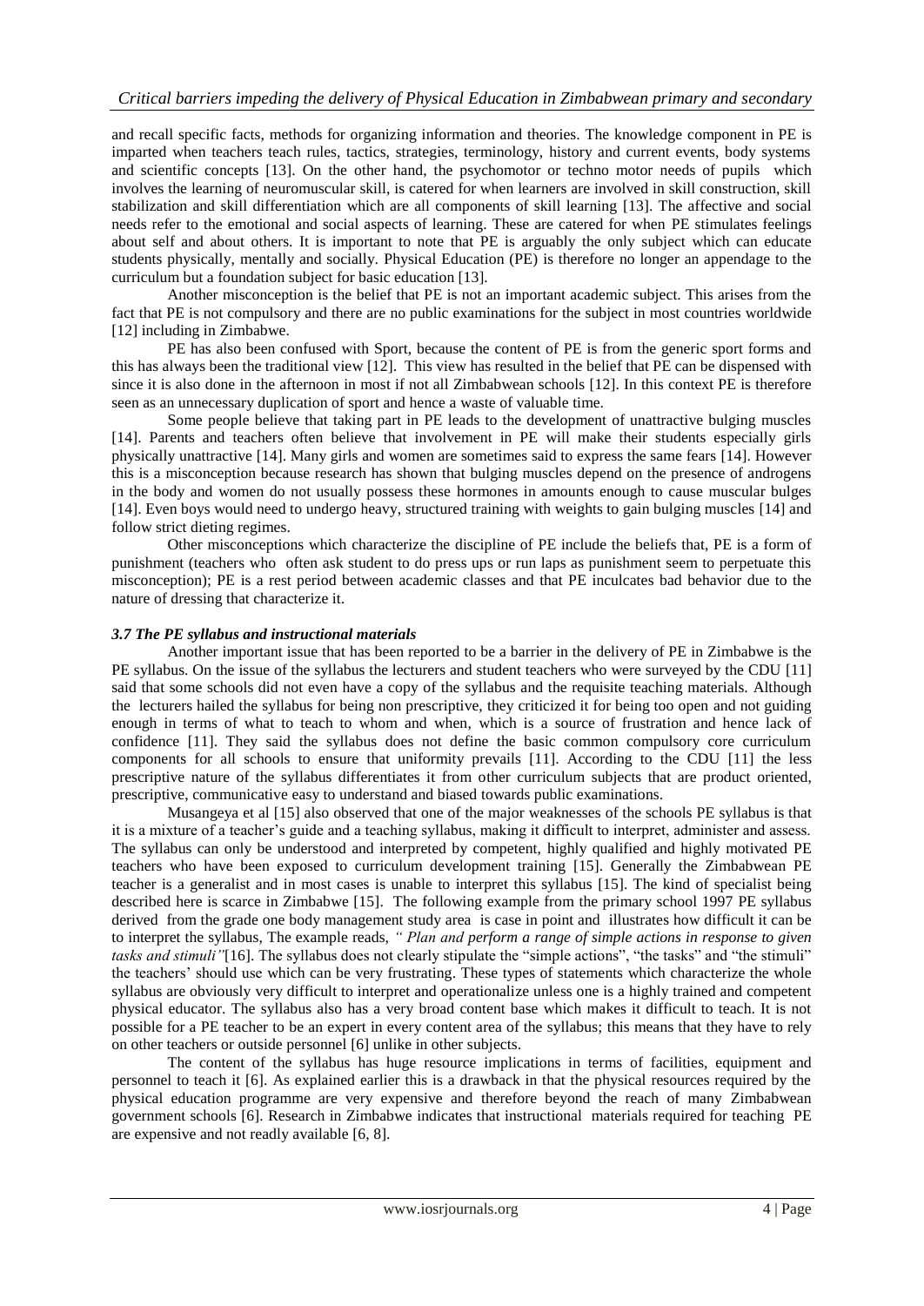and recall specific facts, methods for organizing information and theories. The knowledge component in PE is imparted when teachers teach rules, tactics, strategies, terminology, history and current events, body systems and scientific concepts [13]. On the other hand, the psychomotor or techno motor needs of pupils which involves the learning of neuromuscular skill, is catered for when learners are involved in skill construction, skill stabilization and skill differentiation which are all components of skill learning [13]. The affective and social needs refer to the emotional and social aspects of learning. These are catered for when PE stimulates feelings about self and about others. It is important to note that PE is arguably the only subject which can educate students physically, mentally and socially. Physical Education (PE) is therefore no longer an appendage to the curriculum but a foundation subject for basic education [13].

Another misconception is the belief that PE is not an important academic subject. This arises from the fact that PE is not compulsory and there are no public examinations for the subject in most countries worldwide [12] including in Zimbabwe.

PE has also been confused with Sport, because the content of PE is from the generic sport forms and this has always been the traditional view [12]. This view has resulted in the belief that PE can be dispensed with since it is also done in the afternoon in most if not all Zimbabwean schools [12]. In this context PE is therefore seen as an unnecessary duplication of sport and hence a waste of valuable time.

Some people believe that taking part in PE leads to the development of unattractive bulging muscles [14]. Parents and teachers often believe that involvement in PE will make their students especially girls physically unattractive [14]. Many girls and women are sometimes said to express the same fears [14]. However this is a misconception because research has shown that bulging muscles depend on the presence of androgens in the body and women do not usually possess these hormones in amounts enough to cause muscular bulges [14]. Even boys would need to undergo heavy, structured training with weights to gain bulging muscles [14] and follow strict dieting regimes.

Other misconceptions which characterize the discipline of PE include the beliefs that, PE is a form of punishment (teachers who often ask student to do press ups or run laps as punishment seem to perpetuate this misconception); PE is a rest period between academic classes and that PE inculcates bad behavior due to the nature of dressing that characterize it.

### *3.7 The PE syllabus and instructional materials*

Another important issue that has been reported to be a barrier in the delivery of PE in Zimbabwe is the PE syllabus. On the issue of the syllabus the lecturers and student teachers who were surveyed by the CDU [11] said that some schools did not even have a copy of the syllabus and the requisite teaching materials. Although the lecturers hailed the syllabus for being non prescriptive, they criticized it for being too open and not guiding enough in terms of what to teach to whom and when, which is a source of frustration and hence lack of confidence [11]. They said the syllabus does not define the basic common compulsory core curriculum components for all schools to ensure that uniformity prevails [11]. According to the CDU [11] the less prescriptive nature of the syllabus differentiates it from other curriculum subjects that are product oriented, prescriptive, communicative easy to understand and biased towards public examinations.

Musangeya et al [15] also observed that one of the major weaknesses of the schools PE syllabus is that it is a mixture of a teacher's guide and a teaching syllabus, making it difficult to interpret, administer and assess. The syllabus can only be understood and interpreted by competent, highly qualified and highly motivated PE teachers who have been exposed to curriculum development training [15]. Generally the Zimbabwean PE teacher is a generalist and in most cases is unable to interpret this syllabus [15]. The kind of specialist being described here is scarce in Zimbabwe [15]. The following example from the primary school 1997 PE syllabus derived from the grade one body management study area is case in point and illustrates how difficult it can be to interpret the syllabus, The example reads, *" Plan and perform a range of simple actions in response to given tasks and stimuli"*[16]. The syllabus does not clearly stipulate the "simple actions", "the tasks" and "the stimuli" the teachers' should use which can be very frustrating. These types of statements which characterize the whole syllabus are obviously very difficult to interpret and operationalize unless one is a highly trained and competent physical educator. The syllabus also has a very broad content base which makes it difficult to teach. It is not possible for a PE teacher to be an expert in every content area of the syllabus; this means that they have to rely on other teachers or outside personnel [6] unlike in other subjects.

The content of the syllabus has huge resource implications in terms of facilities, equipment and personnel to teach it [6]. As explained earlier this is a drawback in that the physical resources required by the physical education programme are very expensive and therefore beyond the reach of many Zimbabwean government schools [6]. Research in Zimbabwe indicates that instructional materials required for teaching PE are expensive and not readily available [6, 8].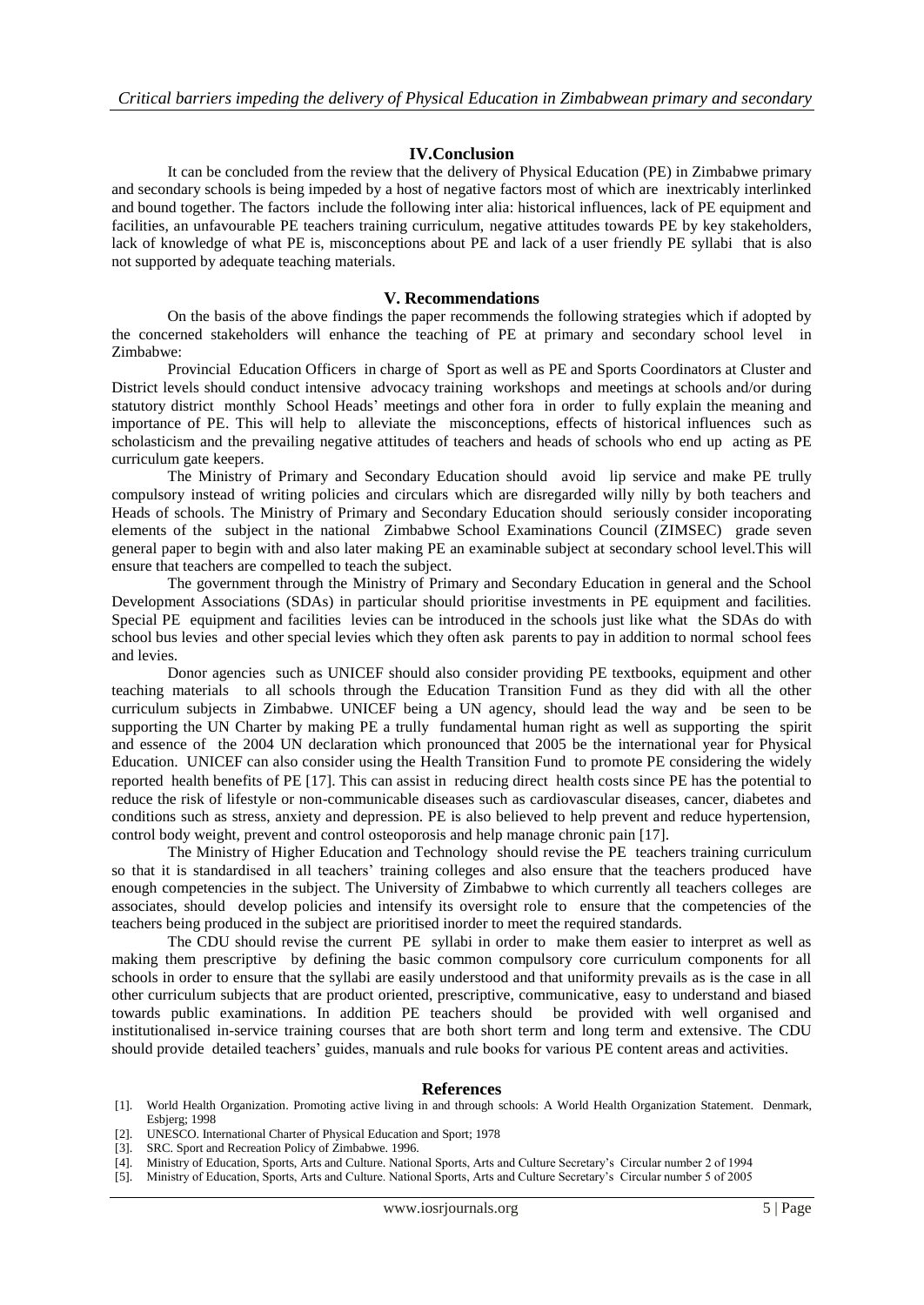## IV.Conclusion

It can be concluded from the review that the delivery of Physical Education (PE) in Zimbabwe primary and secondary schools is being impeded by a host of negative factors most of which are inextricably interlinked and bound together. The factors include the following inter alia: historical influences, lack of PE equipment and facilities, an unfavourable PE teachers training curriculum, negative attitudes towards PE by key stakeholders, lack of knowledge of what PE is, misconceptions about PE and lack of a user friendly PE syllabi that is also not supported by adequate teaching materials.

## V. Recommendations

On the basis of the above findings the paper recommends the following strategies which if adopted by the concerned stakeholders will enhance the teaching of PE at primary and secondary school level in Zimbabwe:

Provincial Education Officers in charge of Sport as well as PE and Sports Coordinators at Cluster and District levels should conduct intensive advocacy training workshops and meetings at schools and/or during statutory district monthly School Heads' meetings and other fora in order to fully explain the meaning and importance of PE. This will help to alleviate the misconceptions, effects of historical influences such as scholasticism and the prevailing negative attitudes of teachers and heads of schools who end up acting as PE curriculum gate keepers.

The Ministry of Primary and Secondary Education should avoid lip service and make PE trully compulsory instead of writing policies and circulars which are disregarded willy nilly by both teachers and Heads of schools. The Ministry of Primary and Secondary Education should seriously consider incoporating elements of the subject in the national Zimbabwe School Examinations Council (ZIMSEC) grade seven general paper to begin with and also later making PE an examinable subject at secondary school level.This will ensure that teachers are compelled to teach the subject.

The government through the Ministry of Primary and Secondary Education in general and the School Development Associations (SDAs) in particular should prioritise investments in PE equipment and facilities. Special PE equipment and facilities levies can be introduced in the schools just like what the SDAs do with school bus levies and other special levies which they often ask parents to pay in addition to normal school fees and levies.

Donor agencies such as UNICEF should also consider providing PE textbooks, equipment and other teaching materials to all schools through the Education Transition Fund as they did with all the other curriculum subjects in Zimbabwe. UNICEF being a UN agency, should lead the way and be seen to be supporting the UN Charter by making PE a trully fundamental human right as well as supporting the spirit and essence of the 2004 UN declaration which pronounced that 2005 be the international year for Physical Education. UNICEF can also consider using the Health Transition Fund to promote PE considering the widely reported health benefits of PE [17]. This can assist in reducing direct health costs since PE has the potential to reduce the risk of lifestyle or non-communicable diseases such as cardiovascular diseases, cancer, diabetes and conditions such as stress, anxiety and depression. PE is also believed to help prevent and reduce hypertension, control body weight, prevent and control osteoporosis and help manage chronic pain [17].

The Ministry of Higher Education and Technology should revise the PE teachers training curriculum so that it is standardised in all teachers' training colleges and also ensure that the teachers produced have enough competencies in the subject. The University of Zimbabwe to which currently all teachers colleges are associates, should develop policies and intensify its oversight role to ensure that the competencies of the teachers being produced in the subject are prioritised inorder to meet the required standards.

The CDU should revise the current PE syllabi in order to make them easier to interpret as well as making them prescriptive by defining the basic common compulsory core curriculum components for all schools in order to ensure that the syllabi are easily understood and that uniformity prevails as is the case in all other curriculum subjects that are product oriented, prescriptive, communicative, easy to understand and biased towards public examinations. In addition PE teachers should be provided with well organised and institutionalised in-service training courses that are both short term and long term and extensive. The CDU should provide detailed teachers' guides, manuals and rule books for various PE content areas and activities.

## References

[1]. World Health Organization. Promoting active living in and through schools: A World Health Organization Statement. Denmark, Esbjerg; 1998

[2]. UNESCO. International Charter of Physical Education and Sport; 1978

[3]. SRC. Sport and Recreation Policy of Zimbabwe. 1996.

[4]. Ministry of Education, Sports, Arts and Culture. National Sports, Arts and Culture Secretary's Circular number 2 of 1994

[5]. Ministry of Education, Sports, Arts and Culture. National Sports, Arts and Culture Secretary's Circular number 5 of 2005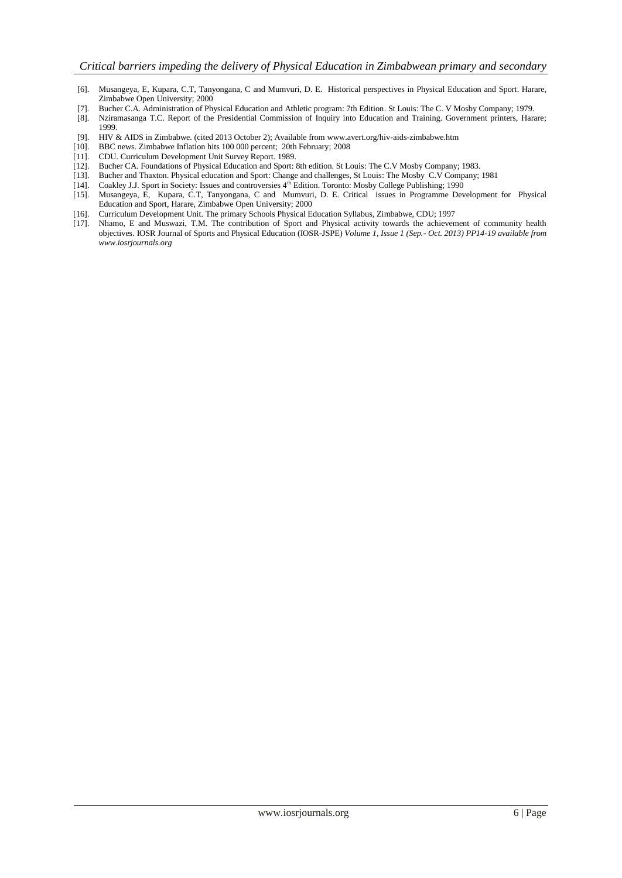[6]. Musangeya, E, Kupara, C.T, Tanyongana, C and Mumvuri, D. E. Historical perspectives in Physical Education and Sport. Harare, Zimbabwe Open University; 2000

[7]. Bucher C.A. Administration of Physical Education and Athletic program: 7th Edition. St Louis: The C. V Mosby Company; 1979.

[8]. Nziramasanga T.C. Report of the Presidential Commission of Inquiry into Education and Training. Government printers, Harare; 1999.

[9]. HIV & AIDS in Zimbabwe. (cited 2013 October 2); Available from www.avert.org/hiv-aids-zimbabwe.htm

[10]. BBC news. Zimbabwe Inflation hits 100 000 percent; 20th February; 2008

[11]. CDU. Curriculum Development Unit Survey Report. 1989.

[12]. Bucher CA. Foundations of Physical Education and Sport: 8th edition. St Louis: The C.V Mosby Company; 1983.

[13]. Bucher and Thaxton. Physical education and Sport: Change and challenges, St Louis: The Mosby C.V Company; 1981

[14]. Coakley J.J. Sport in Society: Issues and controversies 4th Edition. Toronto: Mosby College Publishing; 1990

[15]. Musangeya, E, Kupara, C.T, Tanyongana, C and Mumvuri, D. E. Critical issues in Programme Development for Physical Education and Sport, Harare, Zimbabwe Open University; 2000

[16]. Curriculum Development Unit. The primary Schools Physical Education Syllabus, Zimbabwe, CDU; 1997

[17]. Nhamo, E and Muswazi, T.M. The contribution of Sport and Physical activity towards the achievement of community health objectives. IOSR Journal of Sports and Physical Education (IOSR-JSPE) *Volume 1, Issue 1 (Sep.- Oct. 2013) PP14-19 available from www.iosrjournals.org*